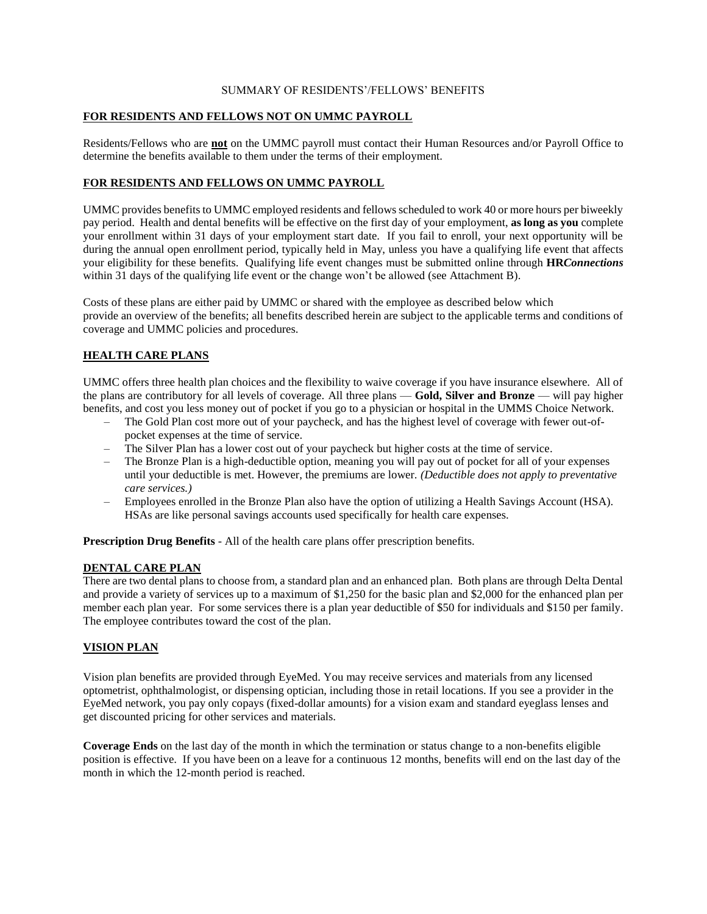# SUMMARY OF RESIDENTS'/FELLOWS' BENEFITS

## FOR RESIDENTS AND FELLOWS NOT ON UMMC PAYROLL

Residents/Fellows who are **not** on the UMMC payroll must contact their Human Resources and/or Payroll Office to determine the benefits available to them under the terms of their employment.

## FOR RESIDENTS AND FELLOWS ON UMMC PAYROLL

UMMC provides benefits to UMMC employed residents and fellows scheduled to work 40 or more hours per biweekly pay period. Health and dental benefits will be effective on the first day of your employment, **as long as you** complete your enrollment within 31 days of your employment start date. If you fail to enroll, your next opportunity will be during the annual open enrollment period, typically held in May, unless you have a qualifying life event that affects your eligibility for these benefits. Qualifying life event changes must be submitted online through **HR*Connections*** within 31 days of the qualifying life event or the change won't be allowed (see Attachment B).

Costs of these plans are either paid by UMMC or shared with the employee as described below which provide an overview of the benefits; all benefits described herein are subject to the applicable terms and conditions of coverage and UMMC policies and procedures.

## HEALTH CARE PLANS

UMMC offers three health plan choices and the flexibility to waive coverage if you have insurance elsewhere. All of the plans are contributory for all levels of coverage. All three plans — **Gold, Silver and Bronze** — will pay higher benefits, and cost you less money out of pocket if you go to a physician or hospital in the UMMS Choice Network.

- The Gold Plan cost more out of your paycheck, and has the highest level of coverage with fewer out-of-pocket expenses at the time of service.
- The Silver Plan has a lower cost out of your paycheck but higher costs at the time of service.
- The Bronze Plan is a high-deductible option, meaning you will pay out of pocket for all of your expenses until your deductible is met. However, the premiums are lower. *(Deductible does not apply to preventative care services.)*
- Employees enrolled in the Bronze Plan also have the option of utilizing a Health Savings Account (HSA). HSAs are like personal savings accounts used specifically for health care expenses.

**Prescription Drug Benefits** - All of the health care plans offer prescription benefits.

## DENTAL CARE PLAN

There are two dental plans to choose from, a standard plan and an enhanced plan. Both plans are through Delta Dental and provide a variety of services up to a maximum of $1,250 for the basic plan and $2,000 for the enhanced plan per member each plan year. For some services there is a plan year deductible of $50 for individuals and $150 per family. The employee contributes toward the cost of the plan.

## VISION PLAN

Vision plan benefits are provided through EyeMed. You may receive services and materials from any licensed optometrist, ophthalmologist, or dispensing optician, including those in retail locations. If you see a provider in the EyeMed network, you pay only copays (fixed-dollar amounts) for a vision exam and standard eyeglass lenses and get discounted pricing for other services and materials.

**Coverage Ends** on the last day of the month in which the termination or status change to a non-benefits eligible position is effective. If you have been on a leave for a continuous 12 months, benefits will end on the last day of the month in which the 12-month period is reached.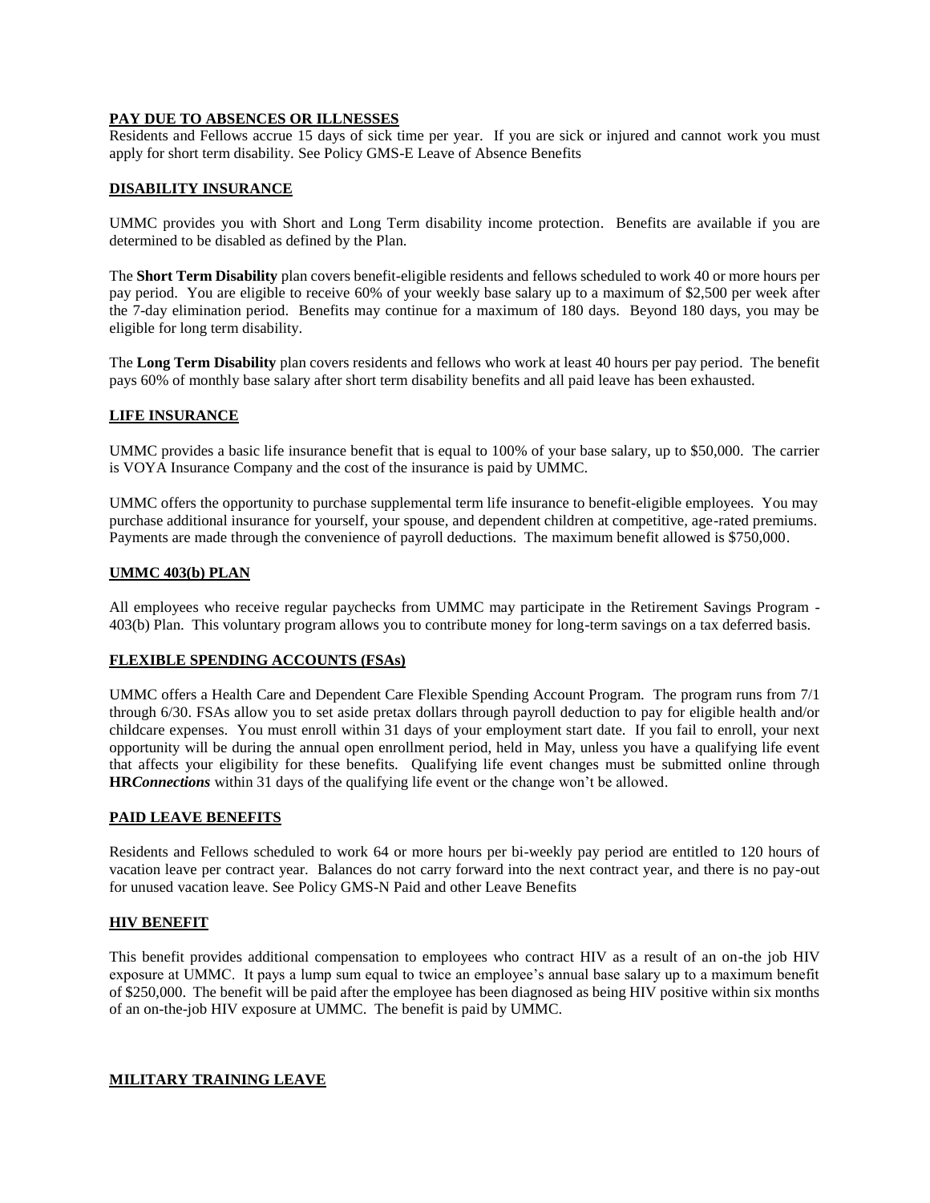## PAY DUE TO ABSENCES OR ILLNESSES

Residents and Fellows accrue 15 days of sick time per year. If you are sick or injured and cannot work you must apply for short term disability. See Policy GMS-E Leave of Absence Benefits

## DISABILITY INSURANCE

UMMC provides you with Short and Long Term disability income protection. Benefits are available if you are determined to be disabled as defined by the Plan.

The **Short Term Disability** plan covers benefit-eligible residents and fellows scheduled to work 40 or more hours per pay period. You are eligible to receive 60% of your weekly base salary up to a maximum of $2,500 per week after the 7-day elimination period. Benefits may continue for a maximum of 180 days. Beyond 180 days, you may be eligible for long term disability.

The **Long Term Disability** plan covers residents and fellows who work at least 40 hours per pay period. The benefit pays 60% of monthly base salary after short term disability benefits and all paid leave has been exhausted.

## LIFE INSURANCE

UMMC provides a basic life insurance benefit that is equal to 100% of your base salary, up to $50,000. The carrier is VOYA Insurance Company and the cost of the insurance is paid by UMMC.

UMMC offers the opportunity to purchase supplemental term life insurance to benefit-eligible employees. You may purchase additional insurance for yourself, your spouse, and dependent children at competitive, age-rated premiums. Payments are made through the convenience of payroll deductions. The maximum benefit allowed is $750,000.

## UMMC 403(b) PLAN

All employees who receive regular paychecks from UMMC may participate in the Retirement Savings Program - 403(b) Plan. This voluntary program allows you to contribute money for long-term savings on a tax deferred basis.

## FLEXIBLE SPENDING ACCOUNTS (FSAs)

UMMC offers a Health Care and Dependent Care Flexible Spending Account Program. The program runs from 7/1 through 6/30. FSAs allow you to set aside pretax dollars through payroll deduction to pay for eligible health and/or childcare expenses. You must enroll within 31 days of your employment start date. If you fail to enroll, your next opportunity will be during the annual open enrollment period, held in May, unless you have a qualifying life event that affects your eligibility for these benefits. Qualifying life event changes must be submitted online through **HR*Connections*** within 31 days of the qualifying life event or the change won't be allowed.

## PAID LEAVE BENEFITS

Residents and Fellows scheduled to work 64 or more hours per bi-weekly pay period are entitled to 120 hours of vacation leave per contract year. Balances do not carry forward into the next contract year, and there is no pay-out for unused vacation leave. See Policy GMS-N Paid and other Leave Benefits

## HIV BENEFIT

This benefit provides additional compensation to employees who contract HIV as a result of an on-the job HIV exposure at UMMC. It pays a lump sum equal to twice an employee's annual base salary up to a maximum benefit of $250,000. The benefit will be paid after the employee has been diagnosed as being HIV positive within six months of an on-the-job HIV exposure at UMMC. The benefit is paid by UMMC.

## MILITARY TRAINING LEAVE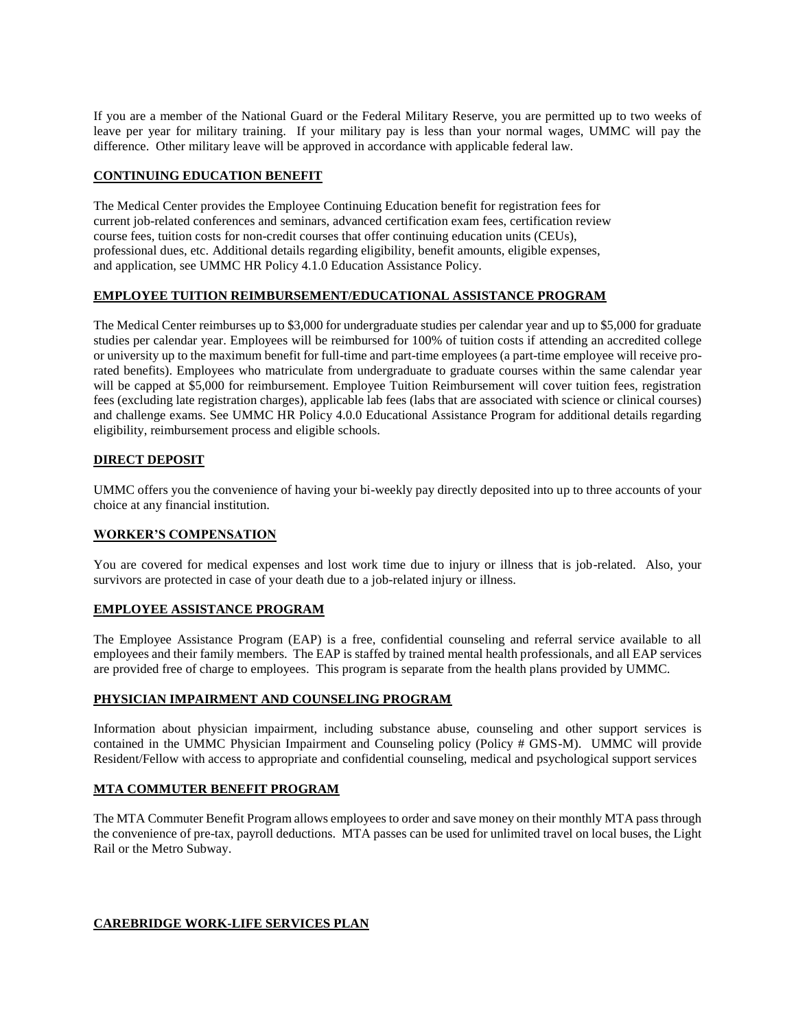If you are a member of the National Guard or the Federal Military Reserve, you are permitted up to two weeks of leave per year for military training. If your military pay is less than your normal wages, UMMC will pay the difference. Other military leave will be approved in accordance with applicable federal law.

## CONTINUING EDUCATION BENEFIT

The Medical Center provides the Employee Continuing Education benefit for registration fees for current job-related conferences and seminars, advanced certification exam fees, certification review course fees, tuition costs for non-credit courses that offer continuing education units (CEUs), professional dues, etc. Additional details regarding eligibility, benefit amounts, eligible expenses, and application, see UMMC HR Policy 4.1.0 Education Assistance Policy.

## EMPLOYEE TUITION REIMBURSEMENT/EDUCATIONAL ASSISTANCE PROGRAM

The Medical Center reimburses up to $3,000 for undergraduate studies per calendar year and up to $5,000 for graduate studies per calendar year. Employees will be reimbursed for 100% of tuition costs if attending an accredited college or university up to the maximum benefit for full-time and part-time employees (a part-time employee will receive pro-rated benefits). Employees who matriculate from undergraduate to graduate courses within the same calendar year will be capped at $5,000 for reimbursement. Employee Tuition Reimbursement will cover tuition fees, registration fees (excluding late registration charges), applicable lab fees (labs that are associated with science or clinical courses) and challenge exams. See UMMC HR Policy 4.0.0 Educational Assistance Program for additional details regarding eligibility, reimbursement process and eligible schools.

## DIRECT DEPOSIT

UMMC offers you the convenience of having your bi-weekly pay directly deposited into up to three accounts of your choice at any financial institution.

## WORKER'S COMPENSATION

You are covered for medical expenses and lost work time due to injury or illness that is job-related. Also, your survivors are protected in case of your death due to a job-related injury or illness.

## EMPLOYEE ASSISTANCE PROGRAM

The Employee Assistance Program (EAP) is a free, confidential counseling and referral service available to all employees and their family members. The EAP is staffed by trained mental health professionals, and all EAP services are provided free of charge to employees. This program is separate from the health plans provided by UMMC.

## PHYSICIAN IMPAIRMENT AND COUNSELING PROGRAM

Information about physician impairment, including substance abuse, counseling and other support services is contained in the UMMC Physician Impairment and Counseling policy (Policy # GMS-M). UMMC will provide Resident/Fellow with access to appropriate and confidential counseling, medical and psychological support services

## MTA COMMUTER BENEFIT PROGRAM

The MTA Commuter Benefit Program allows employees to order and save money on their monthly MTA pass through the convenience of pre-tax, payroll deductions. MTA passes can be used for unlimited travel on local buses, the Light Rail or the Metro Subway.

## CAREBRIDGE WORK-LIFE SERVICES PLAN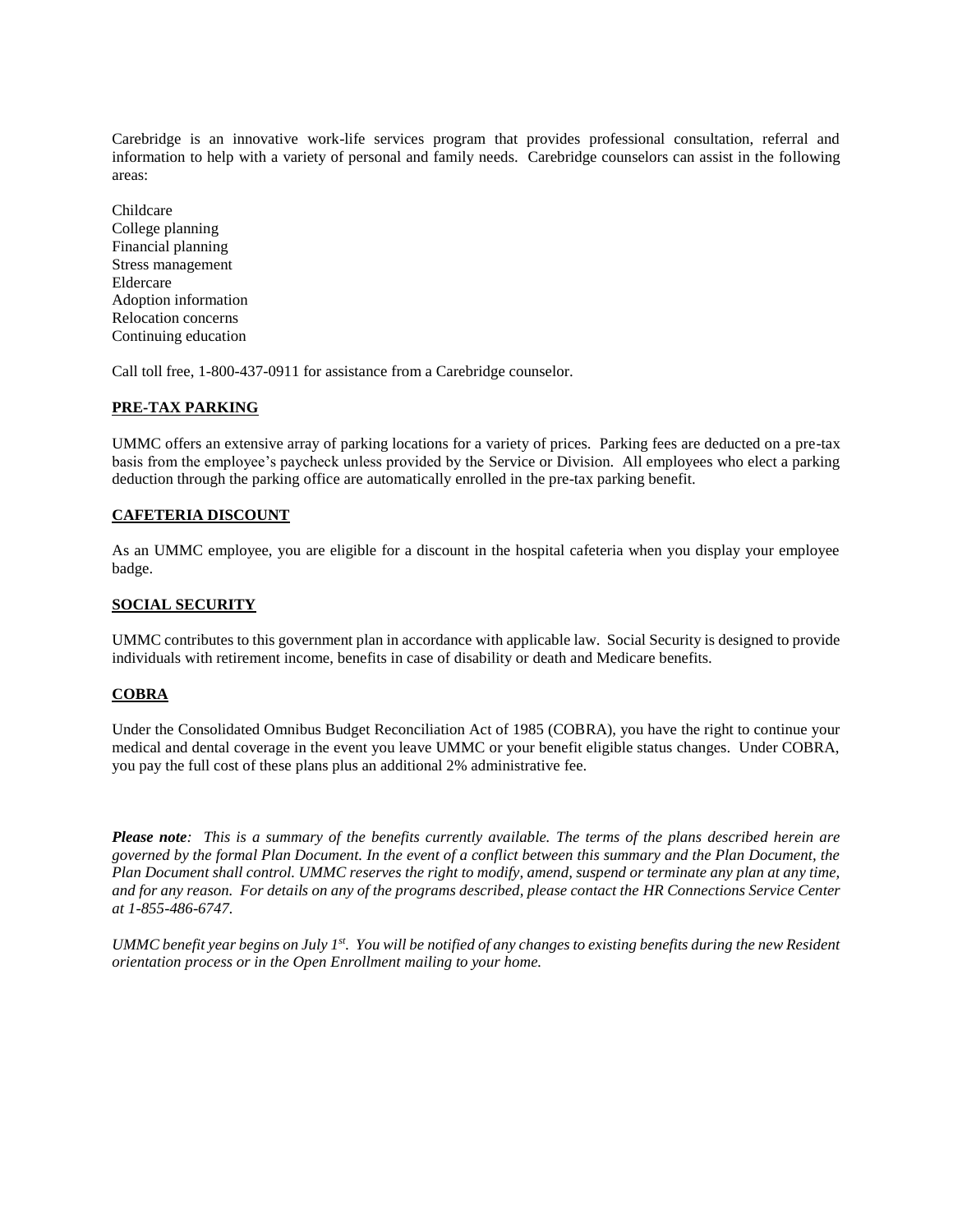Carebridge is an innovative work-life services program that provides professional consultation, referral and information to help with a variety of personal and family needs. Carebridge counselors can assist in the following areas:

Childcare
College planning
Financial planning
Stress management
Eldercare
Adoption information
Relocation concerns
Continuing education

Call toll free, 1-800-437-0911 for assistance from a Carebridge counselor.

**PRE-TAX PARKING**

UMMC offers an extensive array of parking locations for a variety of prices. Parking fees are deducted on a pre-tax basis from the employee's paycheck unless provided by the Service or Division. All employees who elect a parking deduction through the parking office are automatically enrolled in the pre-tax parking benefit.

**CAFETERIA DISCOUNT**

As an UMMC employee, you are eligible for a discount in the hospital cafeteria when you display your employee badge.

**SOCIAL SECURITY**

UMMC contributes to this government plan in accordance with applicable law. Social Security is designed to provide individuals with retirement income, benefits in case of disability or death and Medicare benefits.

**COBRA**

Under the Consolidated Omnibus Budget Reconciliation Act of 1985 (COBRA), you have the right to continue your medical and dental coverage in the event you leave UMMC or your benefit eligible status changes. Under COBRA, you pay the full cost of these plans plus an additional 2% administrative fee.

***Please note****: This is a summary of the benefits currently available. The terms of the plans described herein are governed by the formal Plan Document. In the event of a conflict between this summary and the Plan Document, the Plan Document shall control. UMMC reserves the right to modify, amend, suspend or terminate any plan at any time, and for any reason. For details on any of the programs described, please contact the HR Connections Service Center at 1-855-486-6747.*

*UMMC benefit year begins on July 1st. You will be notified of any changes to existing benefits during the new Resident orientation process or in the Open Enrollment mailing to your home.*